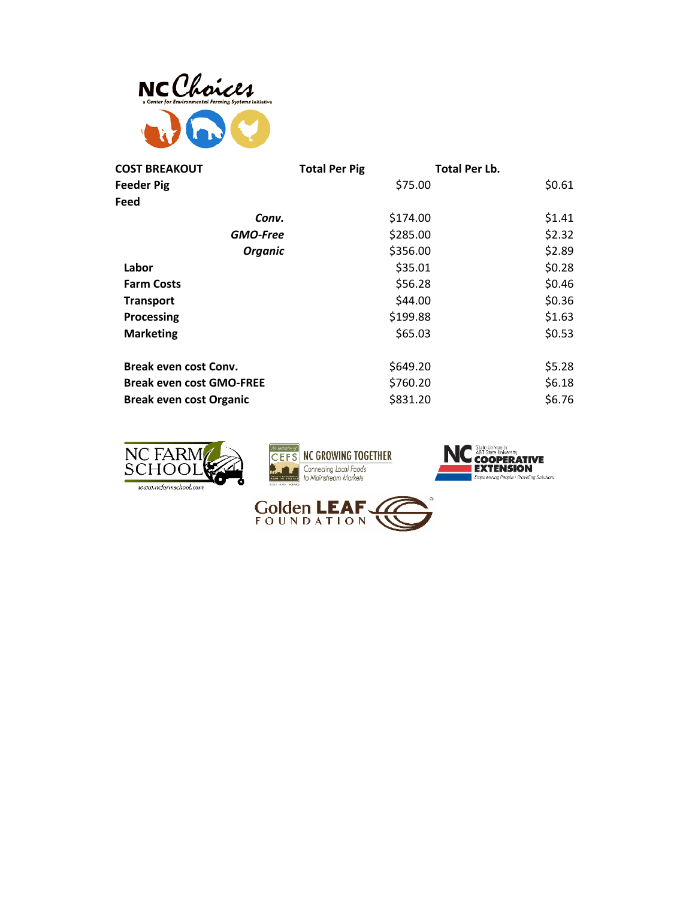NC Choices

a Center for Environmental Farming Systems initiative

| COST BREAKOUT | Total Per Pig | Total Per Lb. |
| --- | --- | --- |
| **Feeder Pig** | $75.00 | $0.61 |
| **Feed** | | |
| ***Conv.*** | $174.00 | $1.41 |
| ***GMO-Free*** | $285.00 | $2.32 |
| ***Organic*** | $356.00 | $2.89 |
| **Labor** | $35.01 | $0.28 |
| **Farm Costs** | $56.28 | $0.46 |
| **Transport** | $44.00 | $0.36 |
| **Processing** | $199.88 | $1.63 |
| **Marketing** | $65.03 | $0.53 |
| | | |
| **Break even cost Conv.** | $649.20 | $5.28 |
| **Break even cost GMO-FREE** | $760.20 | $6.18 |
| **Break even cost Organic** | $831.20 | $6.76 |

NC FARM SCHOOL www.ncfarmschool.com

NC GROWING TOGETHER Connecting Local Foods to Mainstream Markets

NC COOPERATIVE EXTENSION Empowering People · Providing Solutions

Golden LEAF FOUNDATION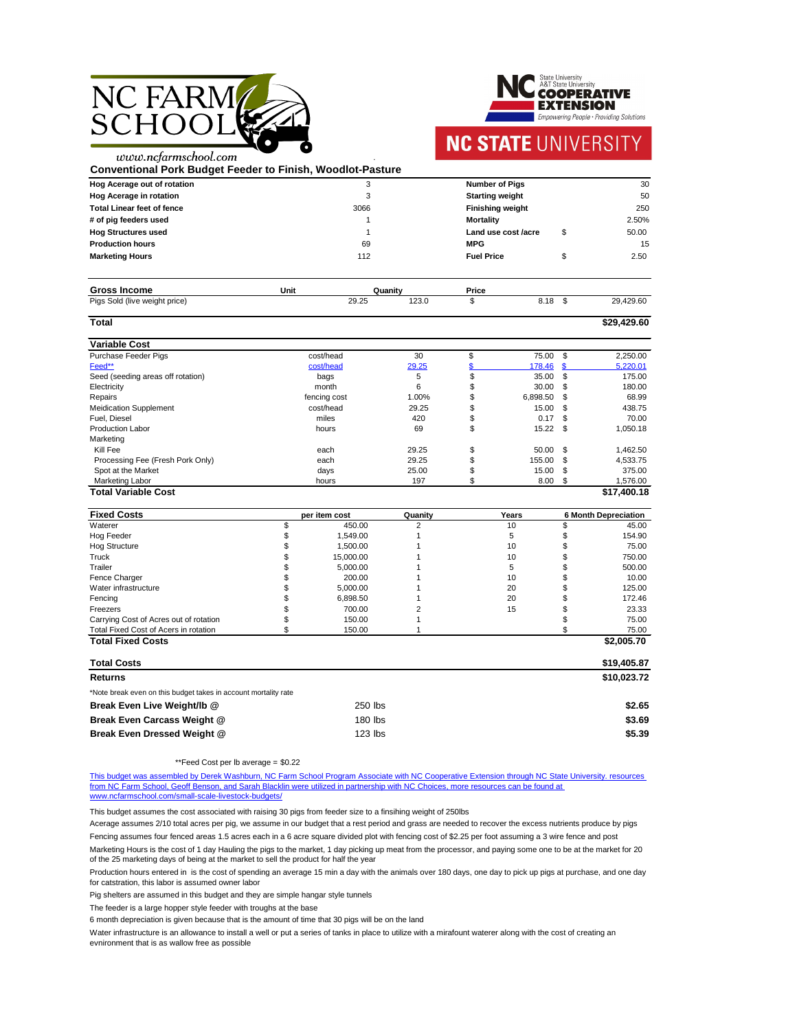www.ncfarmschool.com

## Conventional Pork Budget Feeder to Finish, Woodlot-Pasture

| | | | |
|---|---|---|---|
| **Hog Acerage out of rotation** | 3 | **Number of Pigs** | 30 |
| **Hog Acerage in rotation** | 3 | **Starting weight** | 50 |
| **Total Linear feet of fence** | 3066 | **Finishing weight** | 250 |
| **# of pig feeders used** | 1 | **Mortality** | 2.50% |
| **Hog Structures used** | 1 | **Land use cost /acre** | $ 50.00 |
| **Production hours** | 69 | **MPG** | 15 |
| **Marketing Hours** | 112 | **Fuel Price** | $ 2.50 |

| **Gross Income** | **Unit** | **Quanity** | **Price** | |
|---|---|---|---|---|
| Pigs Sold (live weight price) | 29.25 | 123.0 | $ 8.18 | $ 29,429.60 |
| **Total** | | | | **$29,429.60** |

| **Variable Cost** | | | | |
|---|---|---|---|---|
| Purchase Feeder Pigs | cost/head | 30 | $ 75.00 | $ 2,250.00 |
| Feed** | cost/head | 29.25 | $ 178.46 | $ 5,220.01 |
| Seed (seeding areas off rotation) | bags | 5 | $ 35.00 | $ 175.00 |
| Electricity | month | 6 | $ 30.00 | $ 180.00 |
| Repairs | fencing cost | 1.00% | $ 6,898.50 | $ 68.99 |
| Meidication Supplement | cost/head | 29.25 | $ 15.00 | $ 438.75 |
| Fuel, Diesel | miles | 420 | $ 0.17 | $ 70.00 |
| Production Labor | hours | 69 | $ 15.22 | $ 1,050.18 |
| Marketing | | | | |
| Kill Fee | each | 29.25 | $ 50.00 | $ 1,462.50 |
| Processing Fee (Fresh Pork Only) | each | 29.25 | $ 155.00 | $ 4,533.75 |
| Spot at the Market | days | 25.00 | $ 15.00 | $ 375.00 |
| Marketing Labor | hours | 197 | $ 8.00 | $ 1,576.00 |
| **Total Variable Cost** | | | | **$17,400.18** |

| **Fixed Costs** | **per item cost** | **Quanity** | **Years** | **6 Month Depreciation** |
|---|---|---|---|---|
| Waterer | $ 450.00 | 2 | 10 | $ 45.00 |
| Hog Feeder | $ 1,549.00 | 1 | 5 | $ 154.90 |
| Hog Structure | $ 1,500.00 | 1 | 10 | $ 75.00 |
| Truck | $ 15,000.00 | 1 | 10 | $ 750.00 |
| Trailer | $ 5,000.00 | 1 | 5 | $ 500.00 |
| Fence Charger | $ 200.00 | 1 | 10 | $ 10.00 |
| Water infrastructure | $ 5,000.00 | 1 | 20 | $ 125.00 |
| Fencing | $ 6,898.50 | 1 | 20 | $ 172.46 |
| Freezers | $ 700.00 | 2 | 15 | $ 23.33 |
| Carrying Cost of Acres out of rotation | $ 150.00 | 1 | | $ 75.00 |
| Total Fixed Cost of Acers in rotation | $ 150.00 | 1 | | $ 75.00 |
| **Total Fixed Costs** | | | | **$2,005.70** |

| | | |
|---|---|---|
| **Total Costs** | | **$19,405.87** |
| **Returns** | | **$10,023.72** |

*Note break even on this budget takes in account mortality rate

| | | |
|---|---|---|
| **Break Even Live Weight/lb @** | 250 lbs | **$2.65** |
| **Break Even Carcass Weight @** | 180 lbs | **$3.69** |
| **Break Even Dressed Weight @** | 123 lbs | **$5.39** |

**Feed Cost per lb average = $0.22

This budget was assembled by Derek Washburn, NC Farm School Program Associate with NC Cooperative Extension through NC State University. resources from NC Farm School, Geoff Benson, and Sarah Blacklin were utilized in partnership with NC Choices, more resources can be found at www.ncfarmschool.com/small-scale-livestock-budgets/

This budget assumes the cost associated with raising 30 pigs from feeder size to a finsihing weight of 250lbs

Acerage assumes 2/10 total acres per pig, we assume in our budget that a rest period and grass are needed to recover the excess nutrients produce by pigs

Fencing assumes four fenced areas 1.5 acres each in a 6 acre square divided plot with fencing cost of $2.25 per foot assuming a 3 wire fence and post

Marketing Hours is the cost of 1 day Hauling the pigs to the market, 1 day picking up meat from the processor, and paying some one to be at the market for 20 of the 25 marketing days of being at the market to sell the product for half the year

Production hours entered in is the cost of spending an average 15 min a day with the animals over 180 days, one day to pick up pigs at purchase, and one day for catstration, this labor is assumed owner labor

Pig shelters are assumed in this budget and they are simple hangar style tunnels

The feeder is a large hopper style feeder with troughs at the base

6 month depreciation is given because that is the amount of time that 30 pigs will be on the land

Water infrastructure is an allowance to install a well or put a series of tanks in place to utilize with a mirafount waterer along with the cost of creating an evnironment that is as wallow free as possible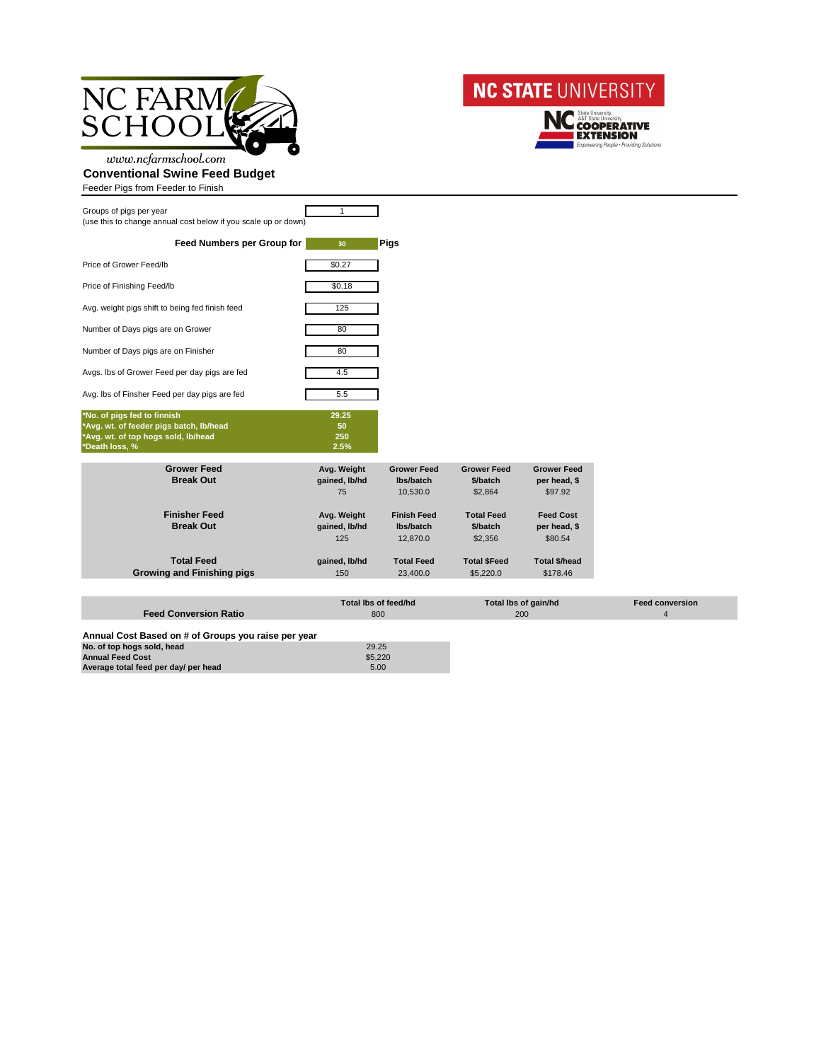NC FARM SCHOOL

www.ncfarmschool.com

NC STATE UNIVERSITY

NC State University A&T State University COOPERATIVE EXTENSION
Empowering People · Providing Solutions

## Conventional Swine Feed Budget

Feeder Pigs from Feeder to Finish

| | |
|---|---|
| Groups of pigs per year (use this to change annual cost below if you scale up or down) | 1 |
| **Feed Numbers per Group for** | **30** Pigs |
| Price of Grower Feed/lb | $0.27 |
| Price of Finishing Feed/lb | $0.18 |
| Avg. weight pigs shift to being fed finish feed | 125 |
| Number of Days pigs are on Grower | 80 |
| Number of Days pigs are on Finisher | 80 |
| Avgs. lbs of Grower Feed per day pigs are fed | 4.5 |
| Avg. lbs of Finsher Feed per day pigs are fed | 5.5 |
| ***No. of pigs fed to finnish** | **29.25** |
| ***Avg. wt. of feeder pigs batch, lb/head** | **50** |
| ***Avg. wt. of top hogs sold, lb/head** | **250** |
| ***Death loss, %** | **2.5%** |

| | Avg. Weight gained, lb/hd | Grower Feed lbs/batch | Grower Feed $/batch | Grower Feed per head, $ |
|---|---|---|---|---|
| **Grower Feed Break Out** | 75 | 10,530.0 | $2,864 | $97.92 |
| | **Avg. Weight gained, lb/hd** | **Finish Feed lbs/batch** | **Total Feed $/batch** | **Feed Cost per head, $** |
| **Finisher Feed Break Out** | 125 | 12,870.0 | $2,356 | $80.54 |
| | **gained, lb/hd** | **Total Feed** | **Total $Feed** | **Total $/head** |
| **Total Feed Growing and Finishing pigs** | 150 | 23,400.0 | $5,220.0 | $178.46 |

| | Total lbs of feed/hd | Total lbs of gain/hd | Feed conversion |
|---|---|---|---|
| **Feed Conversion Ratio** | 800 | 200 | 4 |

**Annual Cost Based on # of Groups you raise per year**

| | |
|---|---|
| **No. of top hogs sold, head** | 29.25 |
| **Annual Feed Cost** | $5,220 |
| **Average total feed per day/ per head** | 5.00 |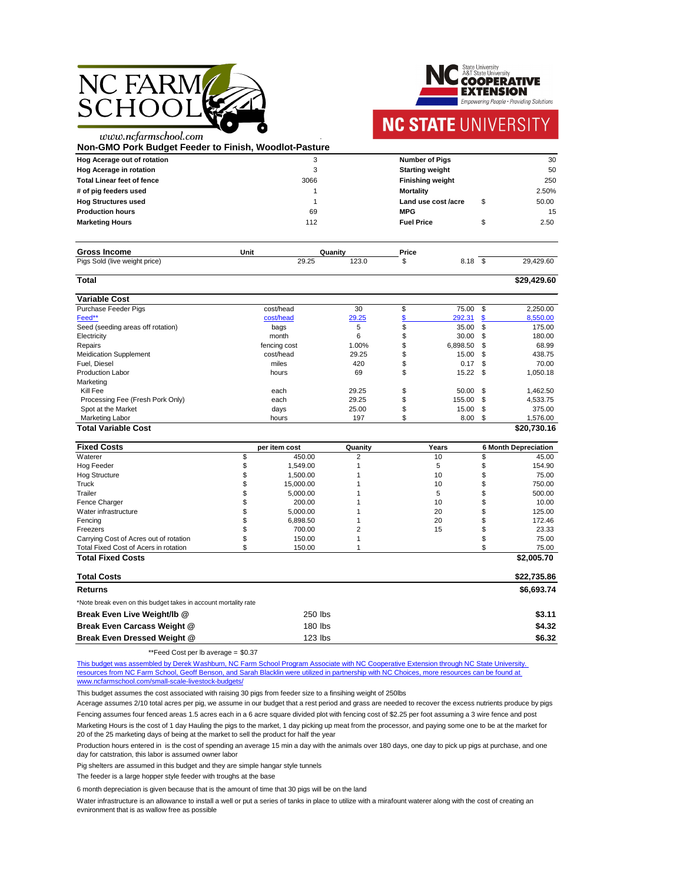www.ncfarmschool.com

## Non-GMO Pork Budget Feeder to Finish, Woodlot-Pasture

| | | | |
|---|---|---|---|
| **Hog Acerage out of rotation** | 3 | **Number of Pigs** | 30 |
| **Hog Acerage in rotation** | 3 | **Starting weight** | 50 |
| **Total Linear feet of fence** | 3066 | **Finishing weight** | 250 |
| **# of pig feeders used** | 1 | **Mortality** | 2.50% |
| **Hog Structures used** | 1 | **Land use cost /acre** | $ 50.00 |
| **Production hours** | 69 | **MPG** | 15 |
| **Marketing Hours** | 112 | **Fuel Price** | $ 2.50 |

| **Gross Income** | **Unit** | **Quanity** | **Price** | |
|---|---|---|---|---|
| Pigs Sold (live weight price) | 29.25 | 123.0 | $ 8.18 | $ 29,429.60 |
| **Total** | | | | **$29,429.60** |

| **Variable Cost** | | | | |
|---|---|---|---|---|
| Purchase Feeder Pigs | cost/head | 30 | $ 75.00 | $ 2,250.00 |
| Feed** | cost/head | 29.25 | $ 292.31 | $ 8,550.00 |
| Seed (seeding areas off rotation) | bags | 5 | $ 35.00 | $ 175.00 |
| Electricity | month | 6 | $ 30.00 | $ 180.00 |
| Repairs | fencing cost | 1.00% | $ 6,898.50 | $ 68.99 |
| Meidication Supplement | cost/head | 29.25 | $ 15.00 | $ 438.75 |
| Fuel, Diesel | miles | 420 | $ 0.17 | $ 70.00 |
| Production Labor | hours | 69 | $ 15.22 | $ 1,050.18 |
| Marketing | | | | |
| Kill Fee | each | 29.25 | $ 50.00 | $ 1,462.50 |
| Processing Fee (Fresh Pork Only) | each | 29.25 | $ 155.00 | $ 4,533.75 |
| Spot at the Market | days | 25.00 | $ 15.00 | $ 375.00 |
| Marketing Labor | hours | 197 | $ 8.00 | $ 1,576.00 |
| **Total Variable Cost** | | | | **$20,730.16** |

| **Fixed Costs** | **per item cost** | **Quanity** | **Years** | **6 Month Depreciation** |
|---|---|---|---|---|
| Waterer | $ 450.00 | 2 | 10 | $ 45.00 |
| Hog Feeder | $ 1,549.00 | 1 | 5 | $ 154.90 |
| Hog Structure | $ 1,500.00 | 1 | 10 | $ 75.00 |
| Truck | $ 15,000.00 | 1 | 10 | $ 750.00 |
| Trailer | $ 5,000.00 | 1 | 5 | $ 500.00 |
| Fence Charger | $ 200.00 | 1 | 10 | $ 10.00 |
| Water infrastructure | $ 5,000.00 | 1 | 20 | $ 125.00 |
| Fencing | $ 6,898.50 | 1 | 20 | $ 172.46 |
| Freezers | $ 700.00 | 2 | 15 | $ 23.33 |
| Carrying Cost of Acres out of rotation | $ 150.00 | 1 | | $ 75.00 |
| Total Fixed Cost of Acers in rotation | $ 150.00 | 1 | | $ 75.00 |
| **Total Fixed Costs** | | | | **$2,005.70** |

| | |
|---|---|
| **Total Costs** | **$22,735.86** |
| **Returns** | **$6,693.74** |

*Note break even on this budget takes in account mortality rate

| | | |
|---|---|---|
| **Break Even Live Weight/lb @** | 250 lbs | **$3.11** |
| **Break Even Carcass Weight @** | 180 lbs | **$4.32** |
| **Break Even Dressed Weight @** | 123 lbs | **$6.32** |

**Feed Cost per lb average = $0.37

This budget was assembled by Derek Washburn, NC Farm School Program Associate with NC Cooperative Extension through NC State University. resources from NC Farm School, Geoff Benson, and Sarah Blacklin were utilized in partnership with NC Choices, more resources can be found at www.ncfarmschool.com/small-scale-livestock-budgets/

This budget assumes the cost associated with raising 30 pigs from feeder size to a finsihing weight of 250lbs

Acerage assumes 2/10 total acres per pig, we assume in our budget that a rest period and grass are needed to recover the excess nutrients produce by pigs

Fencing assumes four fenced areas 1.5 acres each in a 6 acre square divided plot with fencing cost of $2.25 per foot assuming a 3 wire fence and post

Marketing Hours is the cost of 1 day Hauling the pigs to the market, 1 day picking up meat from the processor, and paying some one to be at the market for 20 of the 25 marketing days of being at the market to sell the product for half the year

Production hours entered in is the cost of spending an average 15 min a day with the animals over 180 days, one day to pick up pigs at purchase, and one day for catstration, this labor is assumed owner labor

Pig shelters are assumed in this budget and they are simple hangar style tunnels

The feeder is a large hopper style feeder with troughs at the base

6 month depreciation is given because that is the amount of time that 30 pigs will be on the land

Water infrastructure is an allowance to install a well or put a series of tanks in place to utilize with a mirafount waterer along with the cost of creating an evnironment that is as wallow free as possible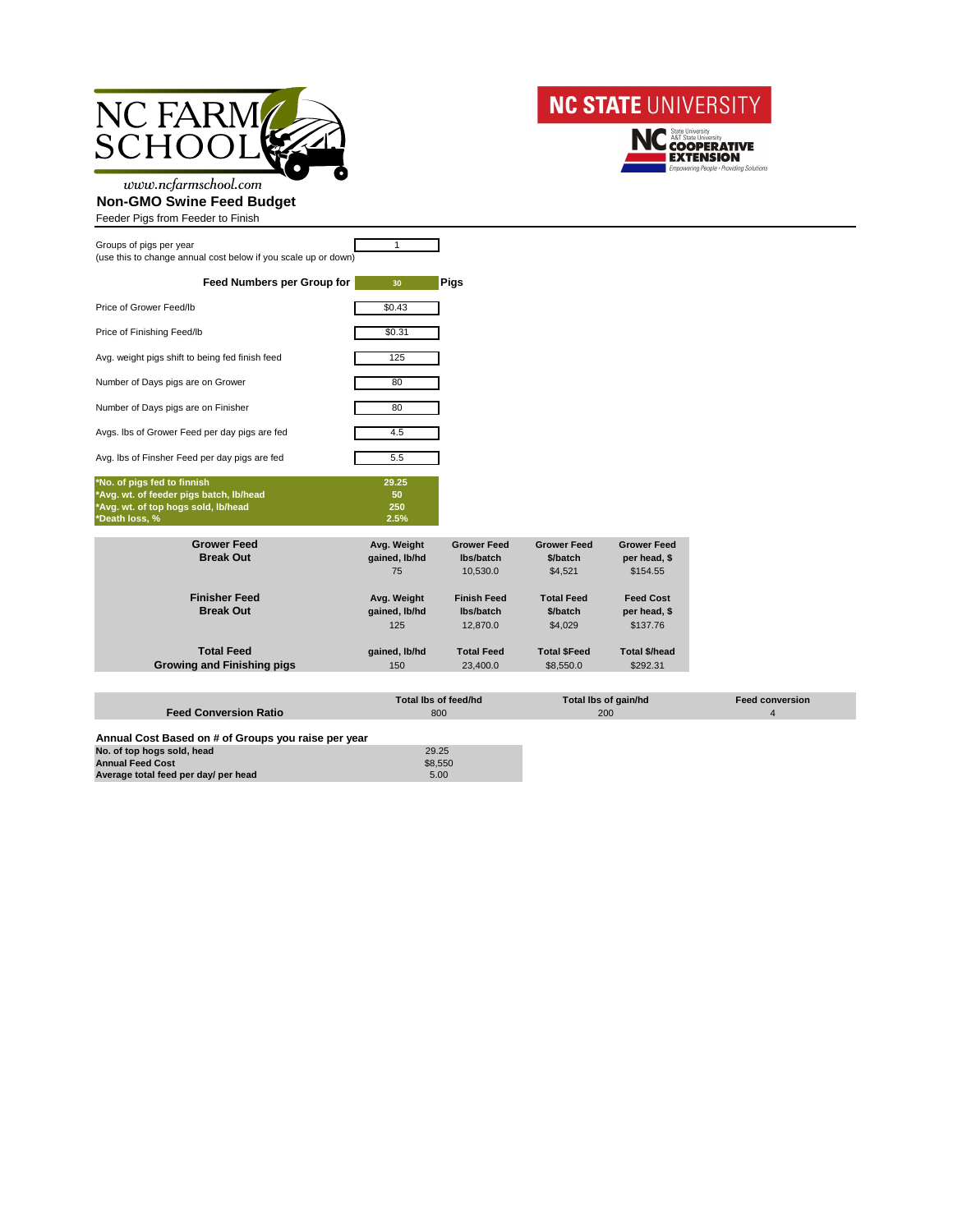www.ncfarmschool.com

## Non-GMO Swine Feed Budget

Feeder Pigs from Feeder to Finish

| | |
|---|---|
| Groups of pigs per year (use this to change annual cost below if you scale up or down) | 1 |

**Feed Numbers per Group for** 30 **Pigs**

| | |
|---|---|
| Price of Grower Feed/lb | $0.43 |
| Price of Finishing Feed/lb | $0.31 |
| Avg. weight pigs shift to being fed finish feed | 125 |
| Number of Days pigs are on Grower | 80 |
| Number of Days pigs are on Finisher | 80 |
| Avgs. lbs of Grower Feed per day pigs are fed | 4.5 |
| Avg. lbs of Finsher Feed per day pigs are fed | 5.5 |
| ***No. of pigs fed to finnish** | **29.25** |
| ***Avg. wt. of feeder pigs batch, lb/head** | **50** |
| ***Avg. wt. of top hogs sold, lb/head** | **250** |
| ***Death loss, %** | **2.5%** |

| | | | | |
|---|---|---|---|---|
| **Grower Feed Break Out** | **Avg. Weight gained, lb/hd** | **Grower Feed lbs/batch** | **Grower Feed $/batch** | **Grower Feed per head, $** |
| | 75 | 10,530.0 | $4,521 | $154.55 |
| **Finisher Feed Break Out** | **Avg. Weight gained, lb/hd** | **Finish Feed lbs/batch** | **Total Feed $/batch** | **Feed Cost per head, $** |
| | 125 | 12,870.0 | $4,029 | $137.76 |
| **Total Feed Growing and Finishing pigs** | **gained, lb/hd** | **Total Feed** | **Total $Feed** | **Total $/head** |
| | 150 | 23,400.0 | $8,550.0 | $292.31 |

| | Total lbs of feed/hd | Total lbs of gain/hd | Feed conversion |
|---|---|---|---|
| **Feed Conversion Ratio** | 800 | 200 | 4 |

**Annual Cost Based on # of Groups you raise per year**

| | |
|---|---|
| **No. of top hogs sold, head** | 29.25 |
| **Annual Feed Cost** | $8,550 |
| **Average total feed per day/ per head** | 5.00 |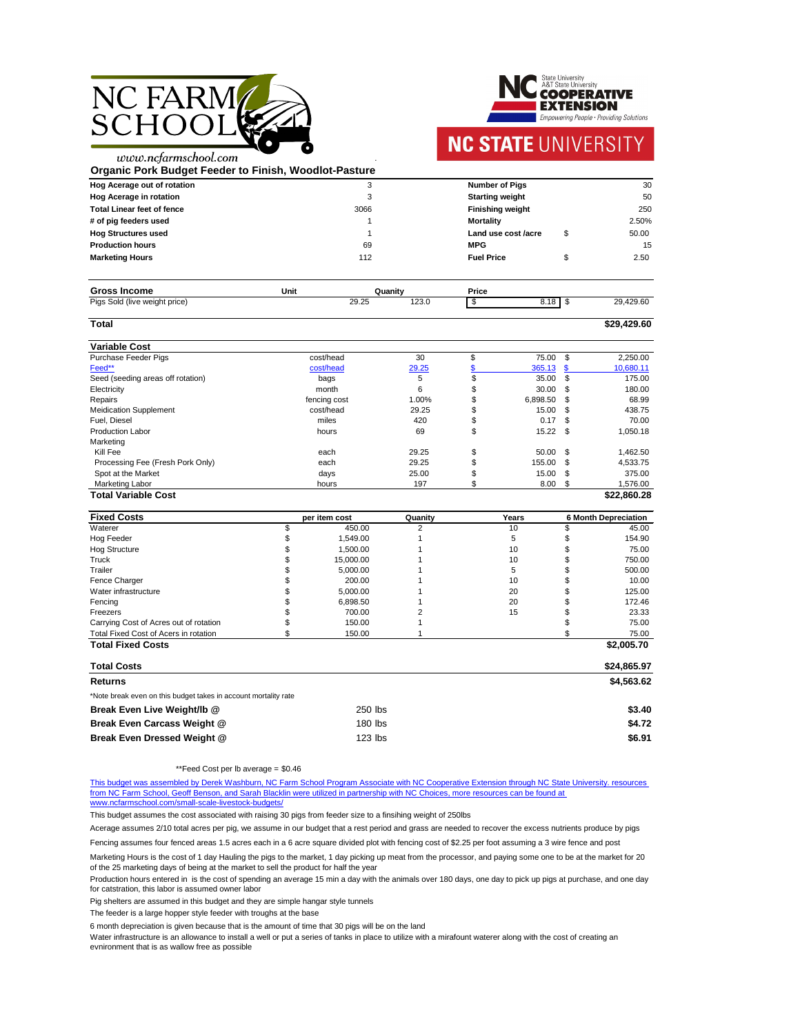www.ncfarmschool.com

# Organic Pork Budget Feeder to Finish, Woodlot-Pasture

| | | | |
|---|---|---|---|
| **Hog Acerage out of rotation** | 3 | **Number of Pigs** | 30 |
| **Hog Acerage in rotation** | 3 | **Starting weight** | 50 |
| **Total Linear feet of fence** | 3066 | **Finishing weight** | 250 |
| **# of pig feeders used** | 1 | **Mortality** | 2.50% |
| **Hog Structures used** | 1 | **Land use cost /acre** | $ 50.00 |
| **Production hours** | 69 | **MPG** | 15 |
| **Marketing Hours** | 112 | **Fuel Price** | $ 2.50 |

| **Gross Income** | Unit | Quanity | | Price | |
|---|---|---|---|---|---|
| Pigs Sold (live weight price) | | 29.25 | 123.0 | $ 8.18 | $ 29,429.60 |
| **Total** | | | | | **$29,429.60** |

| **Variable Cost** | | | | |
|---|---|---|---|---|
| Purchase Feeder Pigs | cost/head | 30 | $ 75.00 | $ 2,250.00 |
| Feed** | cost/head | 29.25 | $ 365.13 | $ 10,680.11 |
| Seed (seeding areas off rotation) | bags | 5 | $ 35.00 | $ 175.00 |
| Electricity | month | 6 | $ 30.00 | $ 180.00 |
| Repairs | fencing cost | 1.00% | $ 6,898.50 | $ 68.99 |
| Meidication Supplement | cost/head | 29.25 | $ 15.00 | $ 438.75 |
| Fuel, Diesel | miles | 420 | $ 0.17 | $ 70.00 |
| Production Labor | hours | 69 | $ 15.22 | $ 1,050.18 |
| Marketing | | | | |
| Kill Fee | each | 29.25 | $ 50.00 | $ 1,462.50 |
| Processing Fee (Fresh Pork Only) | each | 29.25 | $ 155.00 | $ 4,533.75 |
| Spot at the Market | days | 25.00 | $ 15.00 | $ 375.00 |
| Marketing Labor | hours | 197 | $ 8.00 | $ 1,576.00 |
| **Total Variable Cost** | | | | **$22,860.28** |

| **Fixed Costs** | per item cost | Quanity | Years | 6 Month Depreciation |
|---|---|---|---|---|
| Waterer | $ 450.00 | 2 | 10 | $ 45.00 |
| Hog Feeder | $ 1,549.00 | 1 | 5 | $ 154.90 |
| Hog Structure | $ 1,500.00 | 1 | 10 | $ 75.00 |
| Truck | $ 15,000.00 | 1 | 10 | $ 750.00 |
| Trailer | $ 5,000.00 | 1 | 5 | $ 500.00 |
| Fence Charger | $ 200.00 | 1 | 10 | $ 10.00 |
| Water infrastructure | $ 5,000.00 | 1 | 20 | $ 125.00 |
| Fencing | $ 6,898.50 | 1 | 20 | $ 172.46 |
| Freezers | $ 700.00 | 2 | 15 | $ 23.33 |
| Carrying Cost of Acres out of rotation | $ 150.00 | 1 | | $ 75.00 |
| Total Fixed Cost of Acers in rotation | $ 150.00 | 1 | | $ 75.00 |
| **Total Fixed Costs** | | | | **$2,005.70** |

| | | |
|---|---|---|
| **Total Costs** | | **$24,865.97** |
| **Returns** | | **$4,563.62** |

*Note break even on this budget takes in account mortality rate

| | | |
|---|---|---|
| **Break Even Live Weight/lb @** | 250 lbs | **$3.40** |
| **Break Even Carcass Weight @** | 180 lbs | **$4.72** |
| **Break Even Dressed Weight @** | 123 lbs | **$6.91** |

**Feed Cost per lb average = $0.46

This budget was assembled by Derek Washburn, NC Farm School Program Associate with NC Cooperative Extension through NC State University. resources from NC Farm School, Geoff Benson, and Sarah Blacklin were utilized in partnership with NC Choices, more resources can be found at www.ncfarmschool.com/small-scale-livestock-budgets/

This budget assumes the cost associated with raising 30 pigs from feeder size to a finsihing weight of 250lbs

Acerage assumes 2/10 total acres per pig, we assume in our budget that a rest period and grass are needed to recover the excess nutrients produce by pigs

Fencing assumes four fenced areas 1.5 acres each in a 6 acre square divided plot with fencing cost of $2.25 per foot assuming a 3 wire fence and post

Marketing Hours is the cost of 1 day Hauling the pigs to the market, 1 day picking up meat from the processor, and paying some one to be at the market for 20 of the 25 marketing days of being at the market to sell the product for half the year

Production hours entered in is the cost of spending an average 15 min a day with the animals over 180 days, one day to pick up pigs at purchase, and one day for catstration, this labor is assumed owner labor

Pig shelters are assumed in this budget and they are simple hangar style tunnels

The feeder is a large hopper style feeder with troughs at the base

6 month depreciation is given because that is the amount of time that 30 pigs will be on the land

Water infrastructure is an allowance to install a well or put a series of tanks in place to utilize with a mirafount waterer along with the cost of creating an evnironment that is as wallow free as possible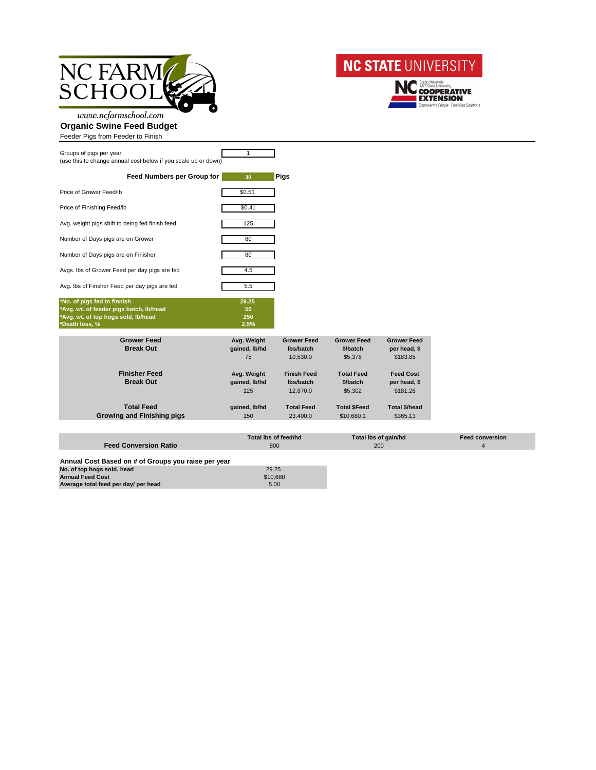NC FARM SCHOOL

www.ncfarmschool.com

NC STATE UNIVERSITY

NC State University A&T State University COOPERATIVE EXTENSION
Empowering People · Providing Solutions

# Organic Swine Feed Budget

Feeder Pigs from Feeder to Finish

| | |
|---|---|
| Groups of pigs per year<br>(use this to change annual cost below if you scale up or down) | 1 |
| **Feed Numbers per Group for** | **30** Pigs |
| Price of Grower Feed/lb | $0.51 |
| Price of Finishing Feed/lb | $0.41 |
| Avg. weight pigs shift to being fed finish feed | 125 |
| Number of Days pigs are on Grower | 80 |
| Number of Days pigs are on Finisher | 80 |
| Avgs. lbs of Grower Feed per day pigs are fed | 4.5 |
| Avg. lbs of Finsher Feed per day pigs are fed | 5.5 |
| ***No. of pigs fed to finnish** | **29.25** |
| ***Avg. wt. of feeder pigs batch, lb/head** | **50** |
| ***Avg. wt. of top hogs sold, lb/head** | **250** |
| ***Death loss, %** | **2.5%** |

| | | | | |
|---|---|---|---|---|
| **Grower Feed Break Out** | **Avg. Weight gained, lb/hd** | **Grower Feed lbs/batch** | **Grower Feed $/batch** | **Grower Feed per head, $** |
| | 75 | 10,530.0 | $5,378 | $183.85 |
| **Finisher Feed Break Out** | **Avg. Weight gained, lb/hd** | **Finish Feed lbs/batch** | **Total Feed $/batch** | **Feed Cost per head, $** |
| | 125 | 12,870.0 | $5,302 | $181.28 |
| **Total Feed Growing and Finishing pigs** | **gained, lb/hd** | **Total Feed** | **Total $Feed** | **Total $/head** |
| | 150 | 23,400.0 | $10,680.1 | $365.13 |

| | Total lbs of feed/hd | Total lbs of gain/hd | Feed conversion |
|---|---|---|---|
| **Feed Conversion Ratio** | 800 | 200 | 4 |

**Annual Cost Based on # of Groups you raise per year**

| | |
|---|---|
| **No. of top hogs sold, head** | 29.25 |
| **Annual Feed Cost** | $10,680 |
| **Average total feed per day/ per head** | 5.00 |